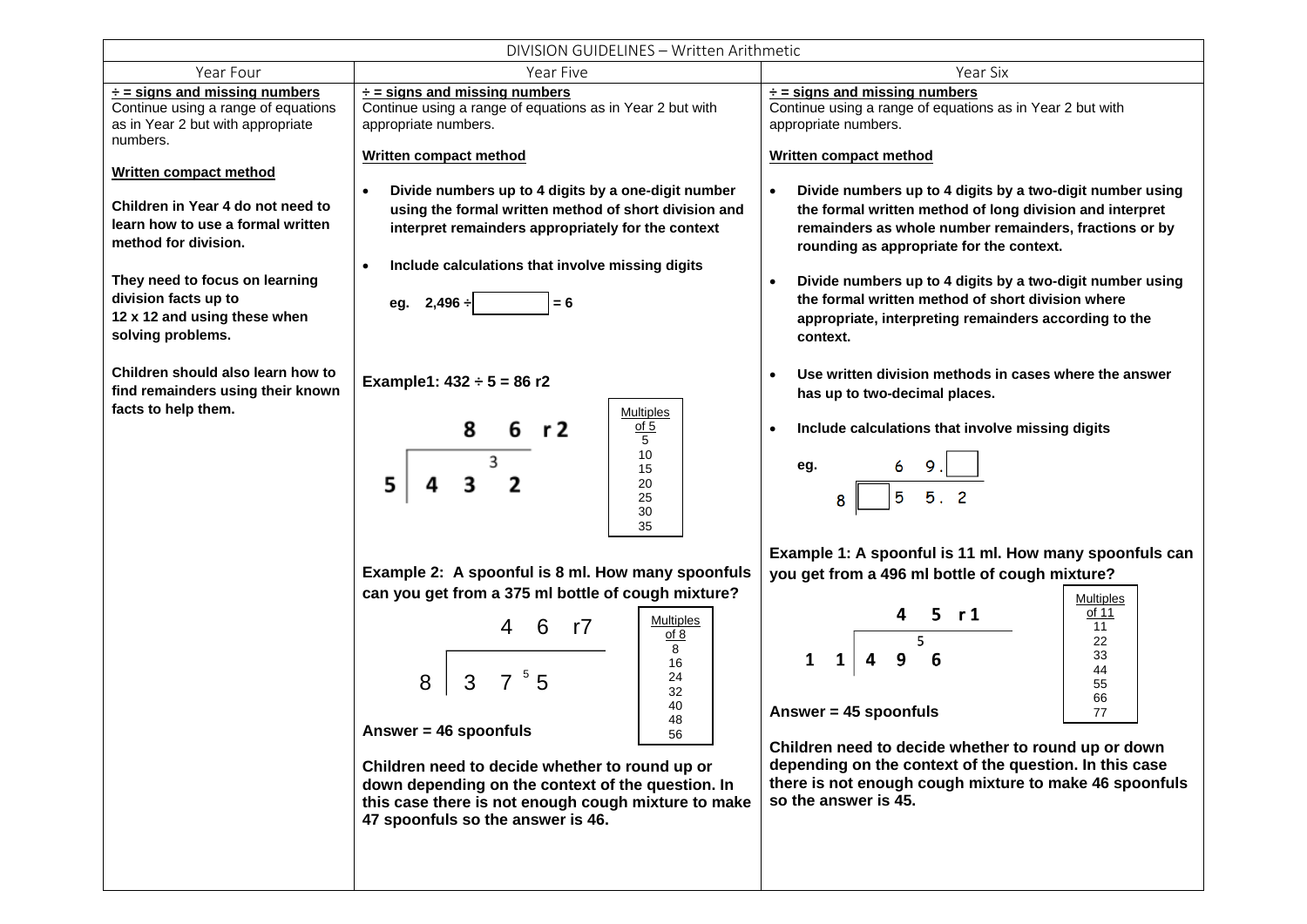# DIVISION GUIDELINES – Written Arithmetic

## Year Four

**÷ = signs and missing numbers**

Continue using a range of equations as in Year 2 but with appropriate numbers.

**Written compact method**

**Children in Year 4 do not need to learn how to use a formal written method for division.**

**They need to focus on learning division facts up to 12 x 12 and using these when solving problems.**

**Children should also learn how to find remainders using their known facts to help them.**

## Year Five

**÷ = signs and missing numbers**

Continue using a range of equations as in Year 2 but with appropriate numbers.

**Written compact method**

- **Divide numbers up to 4 digits by a one-digit number using the formal written method of short division and interpret remainders appropriately for the context**
- **Include calculations that involve missing digits**

**eg. 2,496 ÷ [ ] = 6**

**Example1: 432 ÷ 5 = 86 r2**

```
      8   6  r2
    ┌──────────
 5  │ 4  3³  2
```

Multiples of 5: 5, 10, 15, 20, 25, 30, 35

**Example 2: A spoonful is 8 ml. How many spoonfuls can you get from a 375 ml bottle of cough mixture?**

```
      4   6   r7
    ┌──────────
 8  │ 3   7⁵  5
```

Multiples of 8: 8, 16, 24, 32, 40, 48, 56

**Answer = 46 spoonfuls**

**Children need to decide whether to round up or down depending on the context of the question. In this case there is not enough cough mixture to make 47 spoonfuls so the answer is 46.**

## Year Six

**÷ = signs and missing numbers**

Continue using a range of equations as in Year 2 but with appropriate numbers.

**Written compact method**

- **Divide numbers up to 4 digits by a two-digit number using the formal written method of long division and interpret remainders as whole number remainders, fractions or by rounding as appropriate for the context.**
- **Divide numbers up to 4 digits by a two-digit number using the formal written method of short division where appropriate, interpreting remainders according to the context.**
- **Use written division methods in cases where the answer has up to two-decimal places.**
- **Include calculations that involve missing digits**

**eg.**

```
       6   9 . [ ]
    ┌──────────────
 8  │ [ ]  5   5 . 2
```

**Example 1: A spoonful is 11 ml. How many spoonfuls can you get from a 496 ml bottle of cough mixture?**

```
         4   5  r1
       ┌──────────
 1  1  │ 4   9⁵  6
```

Multiples of 11: 11, 22, 33, 44, 55, 66, 77

**Answer = 45 spoonfuls**

**Children need to decide whether to round up or down depending on the context of the question. In this case there is not enough cough mixture to make 46 spoonfuls so the answer is 45.**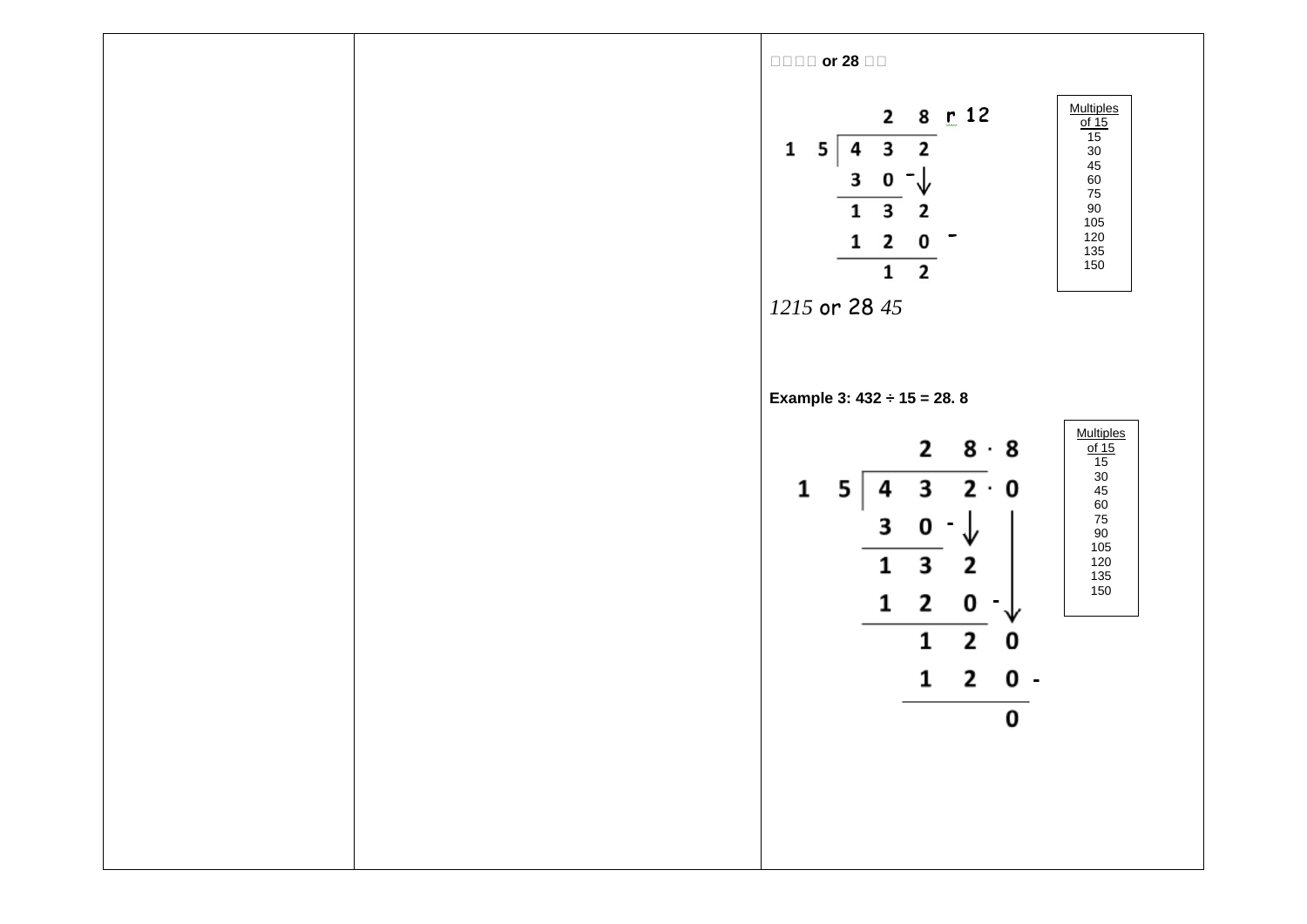| | | □□□□ or 28 □□ |
|---|---|---|
| | | |

$$\begin{array}{r} 28 \text{ r } 12 \\ 15 \overline{)432} \\ -30\phantom{2} \\ \hline 132 \\ -120 \\ \hline 12 \end{array}$$

| Multiples of 15 |
|---|
| 15 |
| 30 |
| 45 |
| 60 |
| 75 |
| 90 |
| 105 |
| 120 |
| 135 |
| 150 |

*1215* or 28 *45*

**Example 3: 432 ÷ 15 = 28. 8**

$$\begin{array}{r} 28.8 \\ 15 \overline{)432.0} \\ -30\phantom{2.0} \\ \hline 132\phantom{.0} \\ -120\phantom{.0} \\ \hline 120 \\ -120 \\ \hline 0 \end{array}$$

| Multiples of 15 |
|---|
| 15 |
| 30 |
| 45 |
| 60 |
| 75 |
| 90 |
| 105 |
| 120 |
| 135 |
| 150 |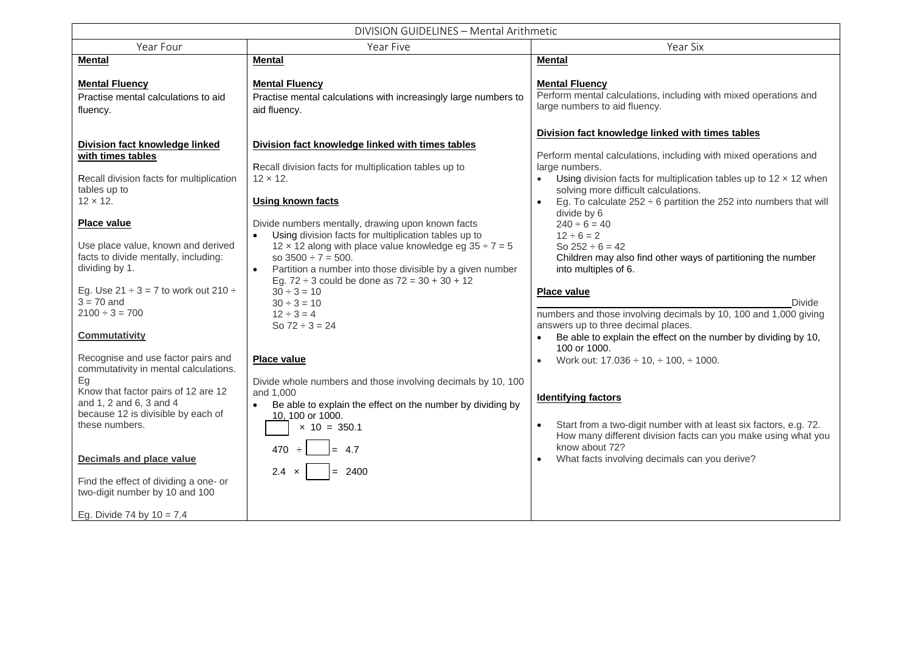| DIVISION GUIDELINES – Mental Arithmetic | | |
|---|---|---|
| Year Four | Year Five | Year Six |
| **Mental**<br><br>**Mental Fluency**<br>Practise mental calculations to aid fluency.<br><br>**Division fact knowledge linked with times tables**<br><br>Recall division facts for multiplication tables up to<br>$12 \times 12$.<br><br>**Place value**<br><br>Use place value, known and derived facts to divide mentally, including: dividing by 1.<br><br>Eg. Use $21 \div 3 = 7$ to work out $210 \div 3 = 70$ and<br>$2100 \div 3 = 700$<br><br>**Commutativity**<br><br>Recognise and use factor pairs and commutativity in mental calculations.<br>Eg<br>Know that factor pairs of 12 are 12 and 1, 2 and 6, 3 and 4 because 12 is divisible by each of these numbers.<br><br>**Decimals and place value**<br><br>Find the effect of dividing a one- or two-digit number by 10 and 100<br><br>Eg. Divide 74 by 10 = 7.4 | **Mental**<br><br>**Mental Fluency**<br>Practise mental calculations with increasingly large numbers to aid fluency.<br><br>**Division fact knowledge linked with times tables**<br><br>Recall division facts for multiplication tables up to<br>$12 \times 12$.<br><br>**Using known facts**<br><br>Divide numbers mentally, drawing upon known facts<br>• Using division facts for multiplication tables up to $12 \times 12$ along with place value knowledge eg $35 \div 7 = 5$ so $3500 \div 7 = 500$.<br>• Partition a number into those divisible by a given number Eg. $72 \div 3$ could be done as $72 = 30 + 30 + 12$<br>$30 \div 3 = 10$<br>$30 \div 3 = 10$<br>$12 \div 3 = 4$<br>So $72 \div 3 = 24$<br><br>**Place value**<br><br>Divide whole numbers and those involving decimals by 10, 100 and 1,000<br>• Be able to explain the effect on the number by dividing by 10, 100 or 1000.<br>$\square \times 10 = 350.1$<br>$470 \div \square = 4.7$<br>$2.4 \times \square = 2400$ | **Mental**<br><br>**Mental Fluency**<br>Perform mental calculations, including with mixed operations and large numbers to aid fluency.<br><br>**Division fact knowledge linked with times tables**<br><br>Perform mental calculations, including with mixed operations and large numbers.<br>• Using division facts for multiplication tables up to $12 \times 12$ when solving more difficult calculations.<br>• Eg. To calculate $252 \div 6$ partition the 252 into numbers that will divide by 6<br>$240 \div 6 = 40$<br>$12 \div 6 = 2$<br>So $252 \div 6 = 42$<br>Children may also find other ways of partitioning the number into multiples of 6.<br><br>**Place value**<br><br>Divide numbers and those involving decimals by 10, 100 and 1,000 giving answers up to three decimal places.<br>• Be able to explain the effect on the number by dividing by 10, 100 or 1000.<br>• Work out: $17.036 \div 10$, $\div 100$, $\div 1000$.<br><br>**Identifying factors**<br><br>• Start from a two-digit number with at least six factors, e.g. 72. How many different division facts can you make using what you know about 72?<br>• What facts involving decimals can you derive? |